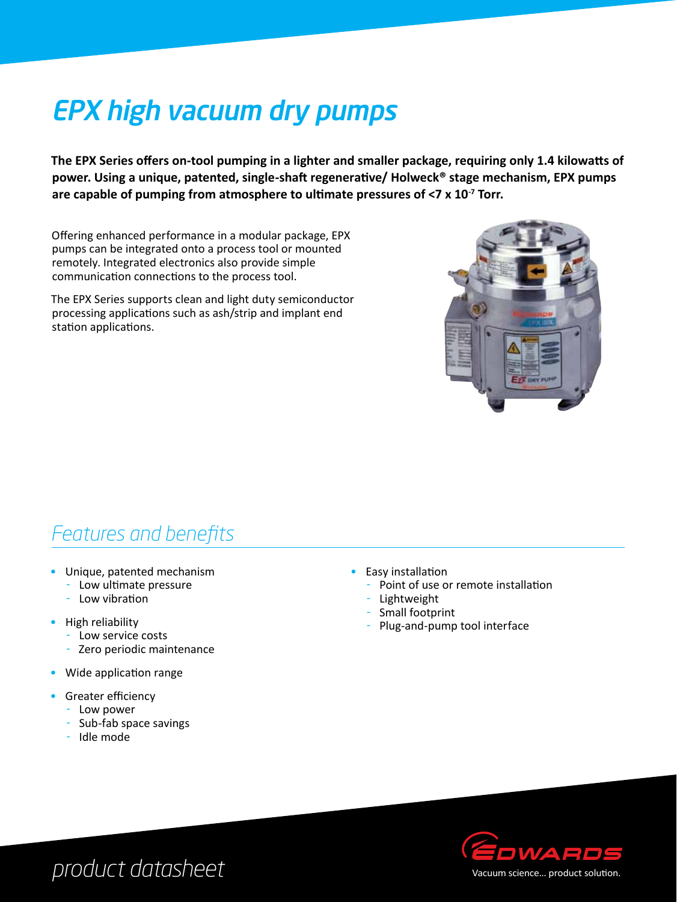# EPX high vacuum dry pumps

**The EPX Series offers on-tool pumping in a lighter and smaller package, requiring only 1.4 kilowatts of power. Using a unique, patented, single-shaft regenerative/ Holweck® stage mechanism, EPX pumps are capable of pumping from atmosphere to ultimate pressures of <7 x $10^{-7}$ Torr.**

Offering enhanced performance in a modular package, EPX pumps can be integrated onto a process tool or mounted remotely. Integrated electronics also provide simple communication connections to the process tool.

The EPX Series supports clean and light duty semiconductor processing applications such as ash/strip and implant end station applications.

## Features and benefits

- Unique, patented mechanism
  - Low ultimate pressure
  - Low vibration
- High reliability
  - Low service costs
  - Zero periodic maintenance
- Wide application range
- Greater efficiency
  - Low power
  - Sub-fab space savings
  - Idle mode
- Easy installation
  - Point of use or remote installation
  - Lightweight
  - Small footprint
  - Plug-and-pump tool interface

product datasheet

EDWARDS
Vacuum science... product solution.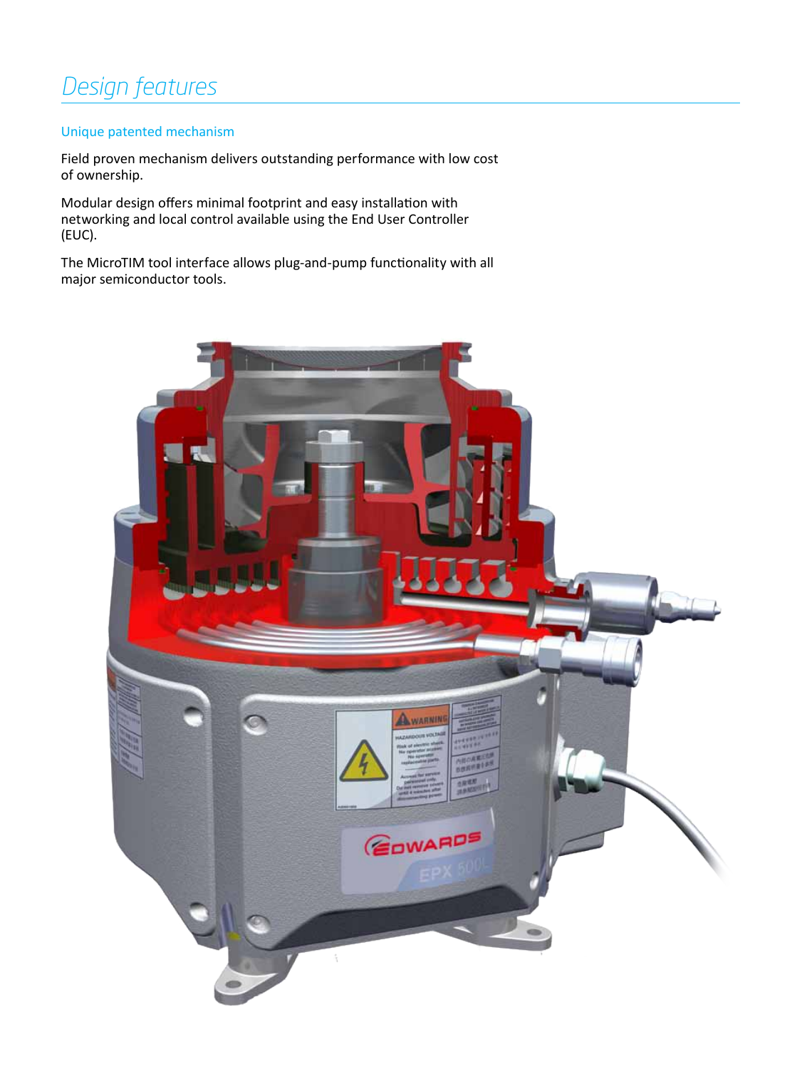# Design features

## Unique patented mechanism

Field proven mechanism delivers outstanding performance with low cost of ownership.

Modular design offers minimal footprint and easy installation with networking and local control available using the End User Controller (EUC).

The MicroTIM tool interface allows plug-and-pump functionality with all major semiconductor tools.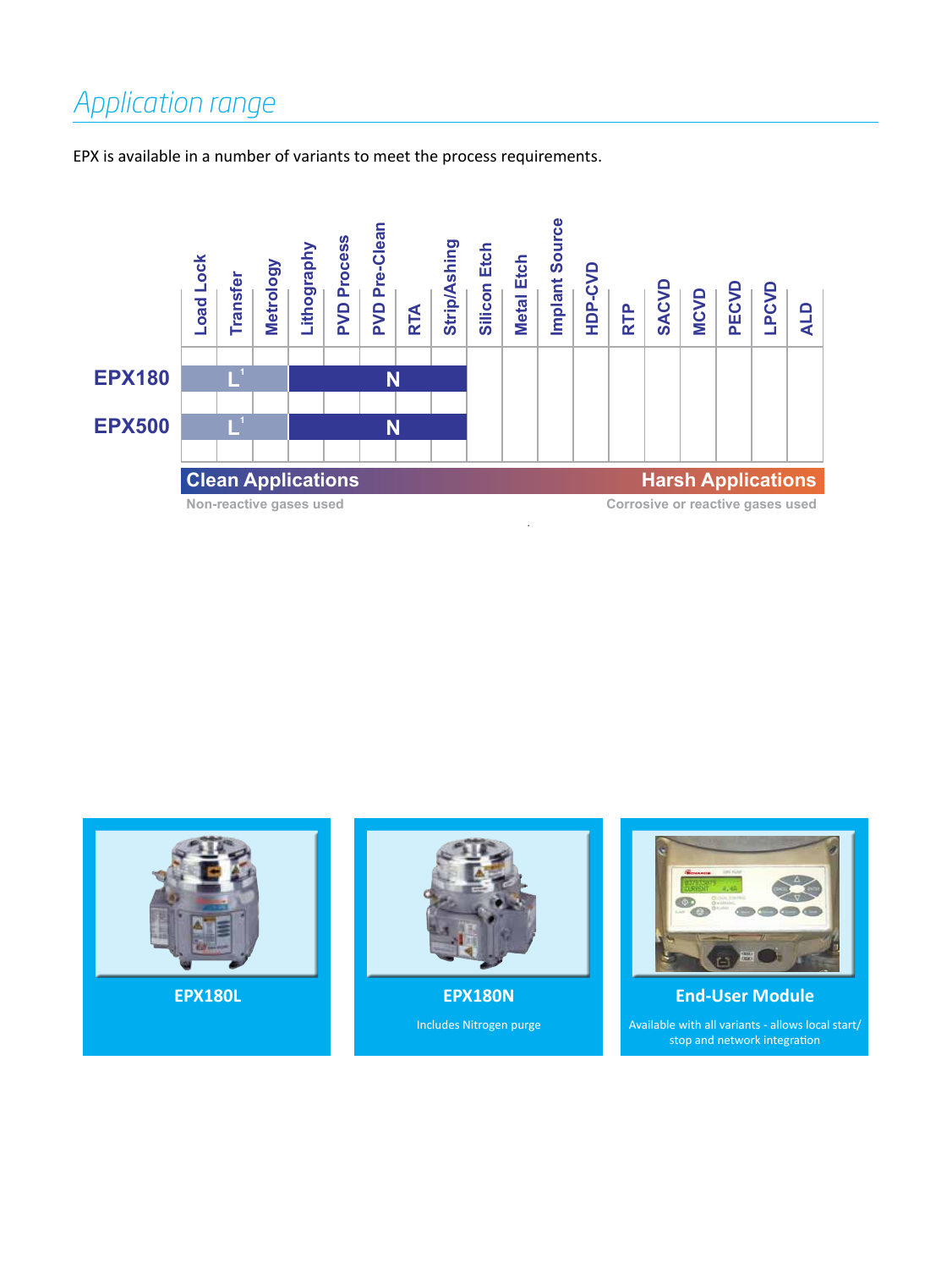## Application range

EPX is available in a number of variants to meet the process requirements.

| | Load Lock | Transfer | Metrology | Lithography | PVD Process | PVD Pre-Clean | RTA | Strip/Ashing | Silicon Etch | Metal Etch | Implant Source | HDP-CVD | RTP | SACVD | MCVD | PECVD | LPCVD | ALD |
|---|---|---|---|---|---|---|---|---|---|---|---|---|---|---|---|---|---|---|
| EPX180 | L[1] | L[1] | L[1] | N | N | N | N | N | | | | | | | | | | |
| EPX500 | L[1] | L[1] | L[1] | N | N | N | N | N | | | | | | | | | | |

**Clean Applications** — Non-reactive gases used

**Harsh Applications** — Corrosive or reactive gases used

**EPX180L**

**EPX180N**

Includes Nitrogen purge

**End-User Module**

Available with all variants - allows local start/stop and network integration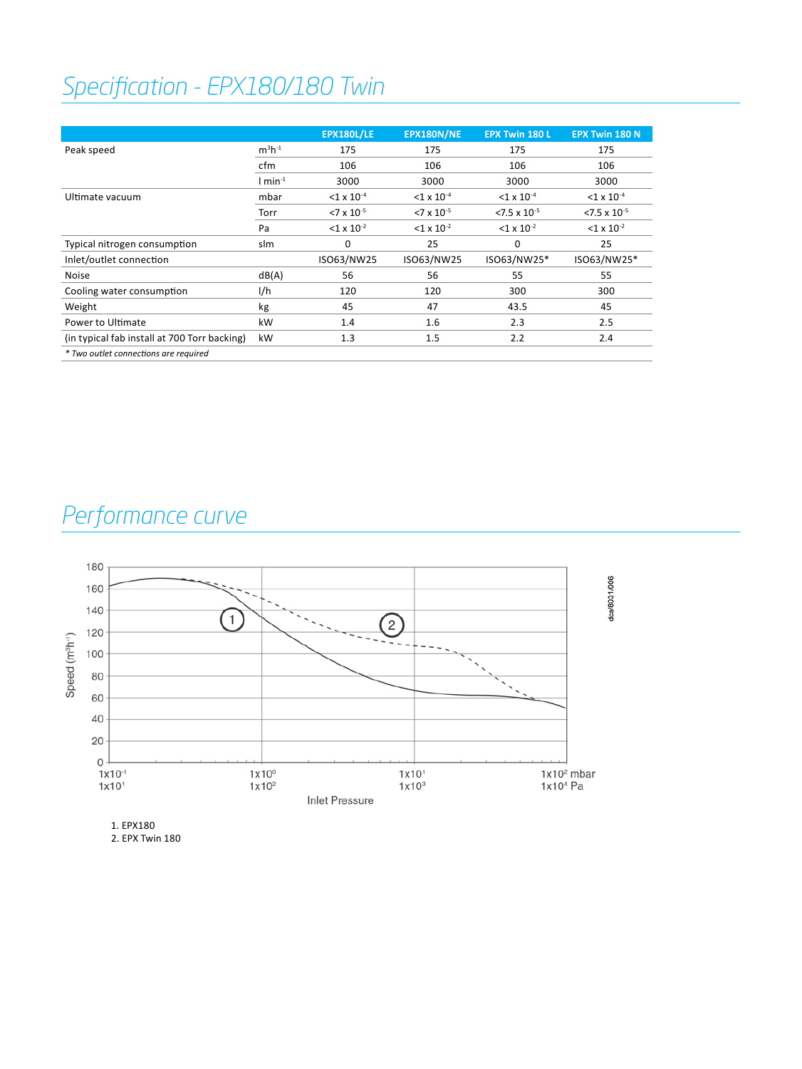# Specification - EPX180/180 Twin

| | | EPX180L/LE | EPX180N/NE | EPX Twin 180 L | EPX Twin 180 N |
|---|---|---|---|---|---|
| Peak speed | $m^3h^{-1}$ | 175 | 175 | 175 | 175 |
| | cfm | 106 | 106 | 106 | 106 |
| | l $min^{-1}$ | 3000 | 3000 | 3000 | 3000 |
| Ultimate vacuum | mbar | $<1 \times 10^{-4}$ | $<1 \times 10^{-4}$ | $<1 \times 10^{-4}$ | $<1 \times 10^{-4}$ |
| | Torr | $<7 \times 10^{-5}$ | $<7 \times 10^{-5}$ | $<7.5 \times 10^{-5}$ | $<7.5 \times 10^{-5}$ |
| | Pa | $<1 \times 10^{-2}$ | $<1 \times 10^{-2}$ | $<1 \times 10^{-2}$ | $<1 \times 10^{-2}$ |
| Typical nitrogen consumption | slm | 0 | 25 | 0 | 25 |
| Inlet/outlet connection | | ISO63/NW25 | ISO63/NW25 | ISO63/NW25* | ISO63/NW25* |
| Noise | dB(A) | 56 | 56 | 55 | 55 |
| Cooling water consumption | l/h | 120 | 120 | 300 | 300 |
| Weight | kg | 45 | 47 | 43.5 | 45 |
| Power to Ultimate | kW | 1.4 | 1.6 | 2.3 | 2.5 |
| (in typical fab install at 700 Torr backing) | kW | 1.3 | 1.5 | 2.2 | 2.4 |

*\* Two outlet connections are required*

# Performance curve

1. EPX180
2. EPX Twin 180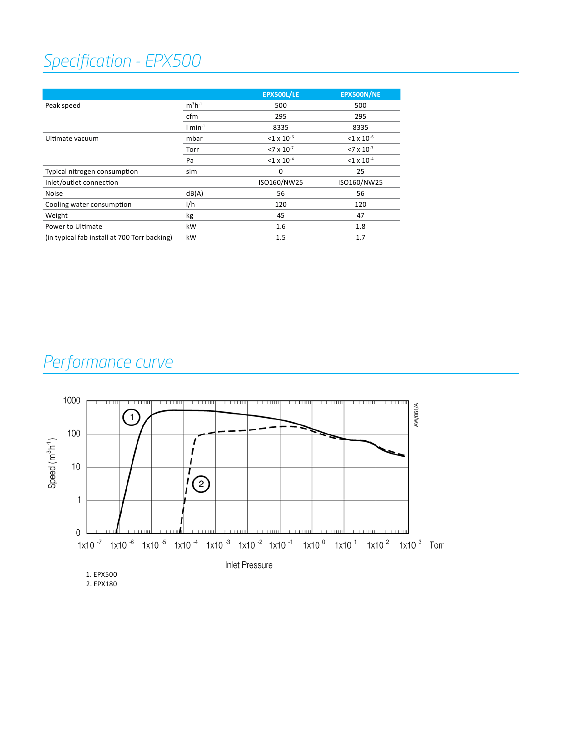## Specification - EPX500

| | | EPX500L/LE | EPX500N/NE |
|---|---|---|---|
| Peak speed | $m^3h^{-1}$ | 500 | 500 |
| | cfm | 295 | 295 |
| | $l\ min^{-1}$ | 8335 | 8335 |
| Ultimate vacuum | mbar | $<1 \times 10^{-6}$ | $<1 \times 10^{-6}$ |
| | Torr | $<7 \times 10^{-7}$ | $<7 \times 10^{-7}$ |
| | Pa | $<1 \times 10^{-4}$ | $<1 \times 10^{-4}$ |
| Typical nitrogen consumption | slm | 0 | 25 |
| Inlet/outlet connection | | ISO160/NW25 | ISO160/NW25 |
| Noise | dB(A) | 56 | 56 |
| Cooling water consumption | l/h | 120 | 120 |
| Weight | kg | 45 | 47 |
| Power to Ultimate | kW | 1.6 | 1.8 |
| (in typical fab install at 700 Torr backing) | kW | 1.5 | 1.7 |

## Performance curve

1. EPX500
2. EPX180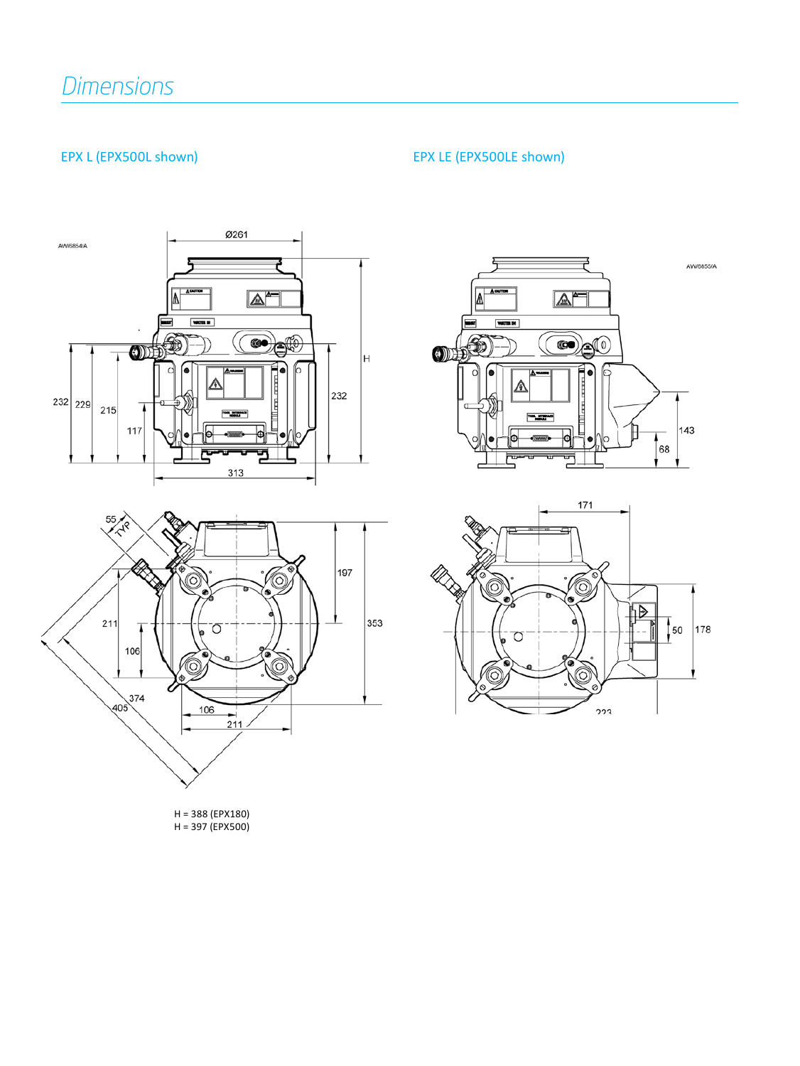# Dimensions

## EPX L (EPX500L shown)

## EPX LE (EPX500LE shown)

H = 388 (EPX180)
H = 397 (EPX500)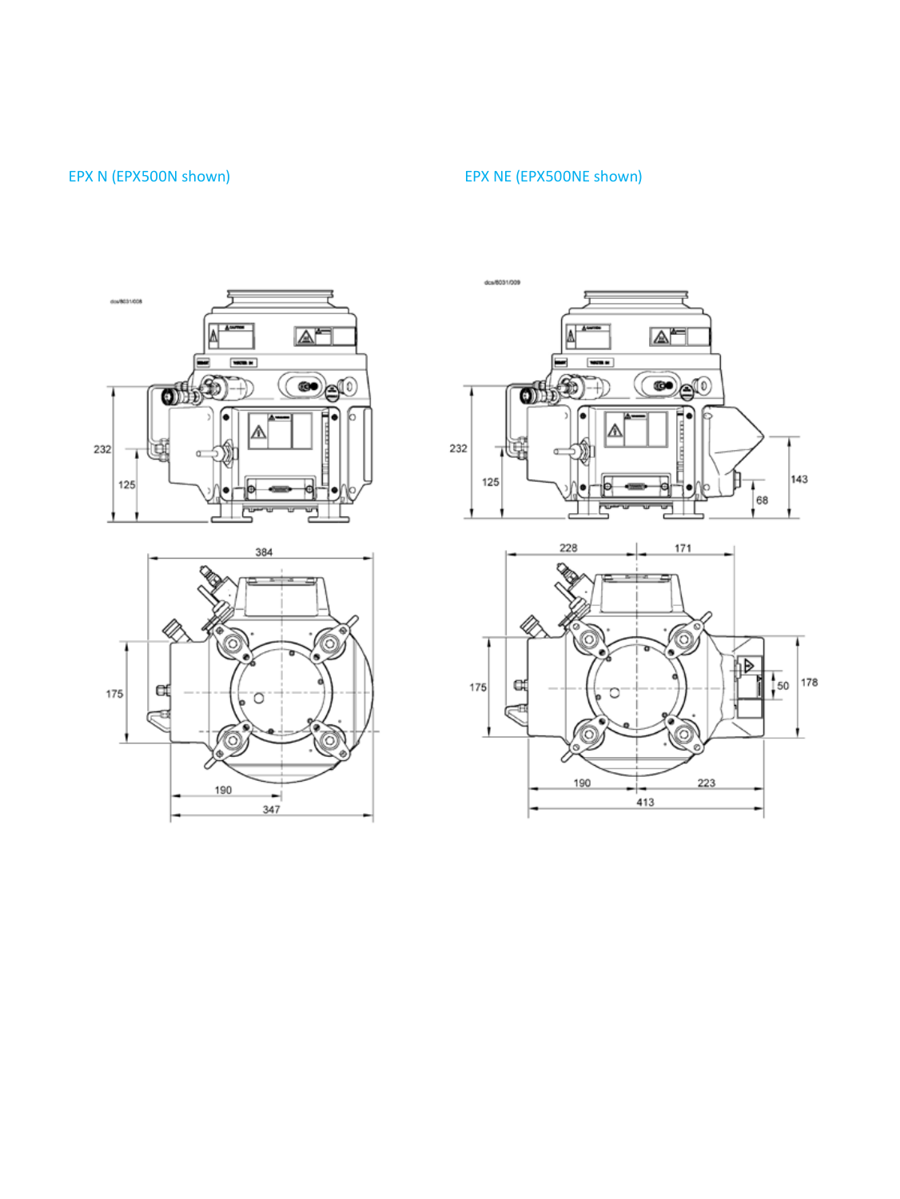EPX N (EPX500N shown)

EPX NE (EPX500NE shown)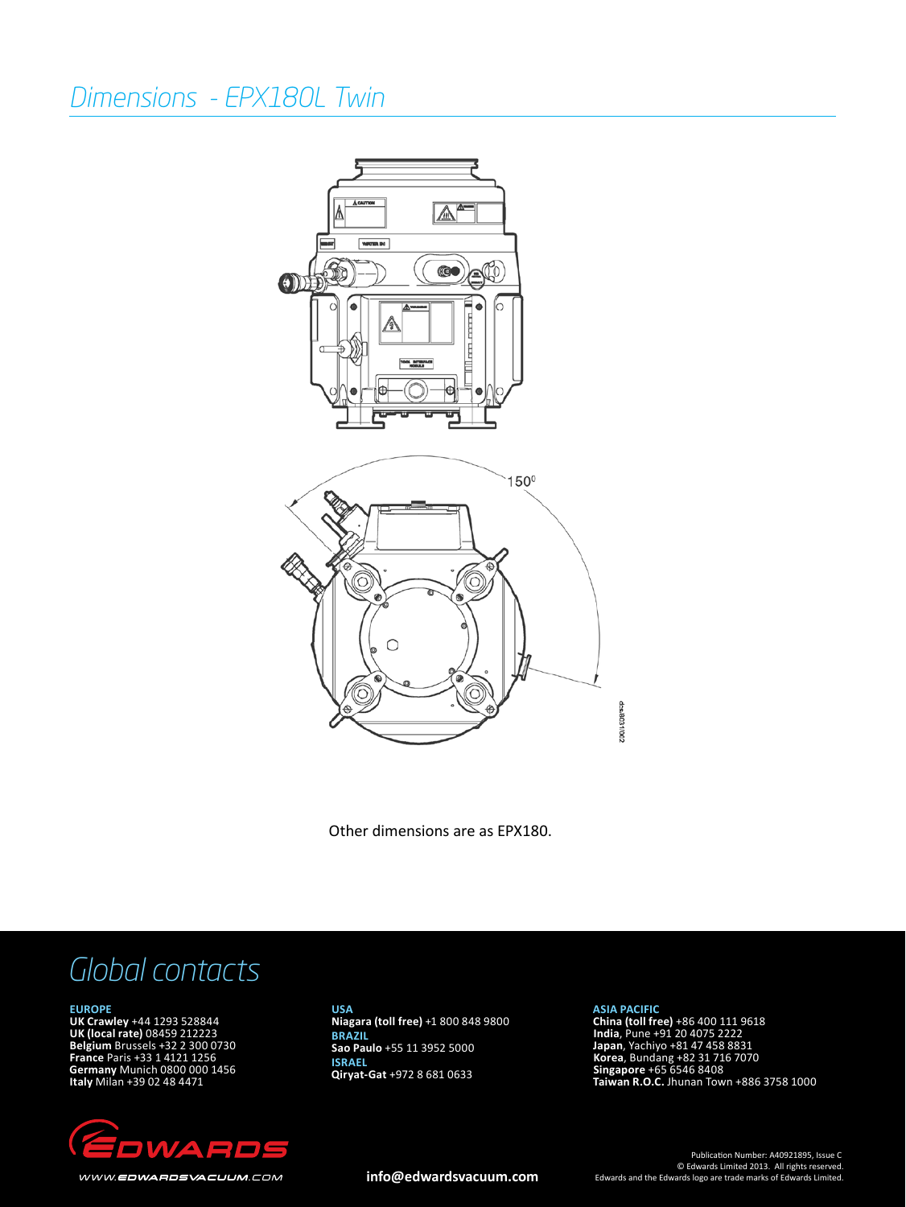# Dimensions - EPX180L Twin

150°

Other dimensions are as EPX180.

## Global contacts

**EUROPE**
**UK Crawley** +44 1293 528844
**UK (local rate)** 08459 212223
**Belgium** Brussels +32 2 300 0730
**France** Paris +33 1 4121 1256
**Germany** Munich 0800 000 1456
**Italy** Milan +39 02 48 4471

**USA**
**Niagara (toll free)** +1 800 848 9800
**BRAZIL**
**Sao Paulo** +55 11 3952 5000
**ISRAEL**
**Qiryat-Gat** +972 8 681 0633

**ASIA PACIFIC**
**China (toll free)** +86 400 111 9618
**India**, Pune +91 20 4075 2222
**Japan**, Yachiyo +81 47 458 8831
**Korea**, Bundang +82 31 716 7070
**Singapore** +65 6546 8408
**Taiwan R.O.C.** Jhunan Town +886 3758 1000

EDWARDS
WWW.EDWARDSVACUUM.COM

**info@edwardsvacuum.com**

Publication Number: A40921895, Issue C
© Edwards Limited 2013. All rights reserved.
Edwards and the Edwards logo are trade marks of Edwards Limited.